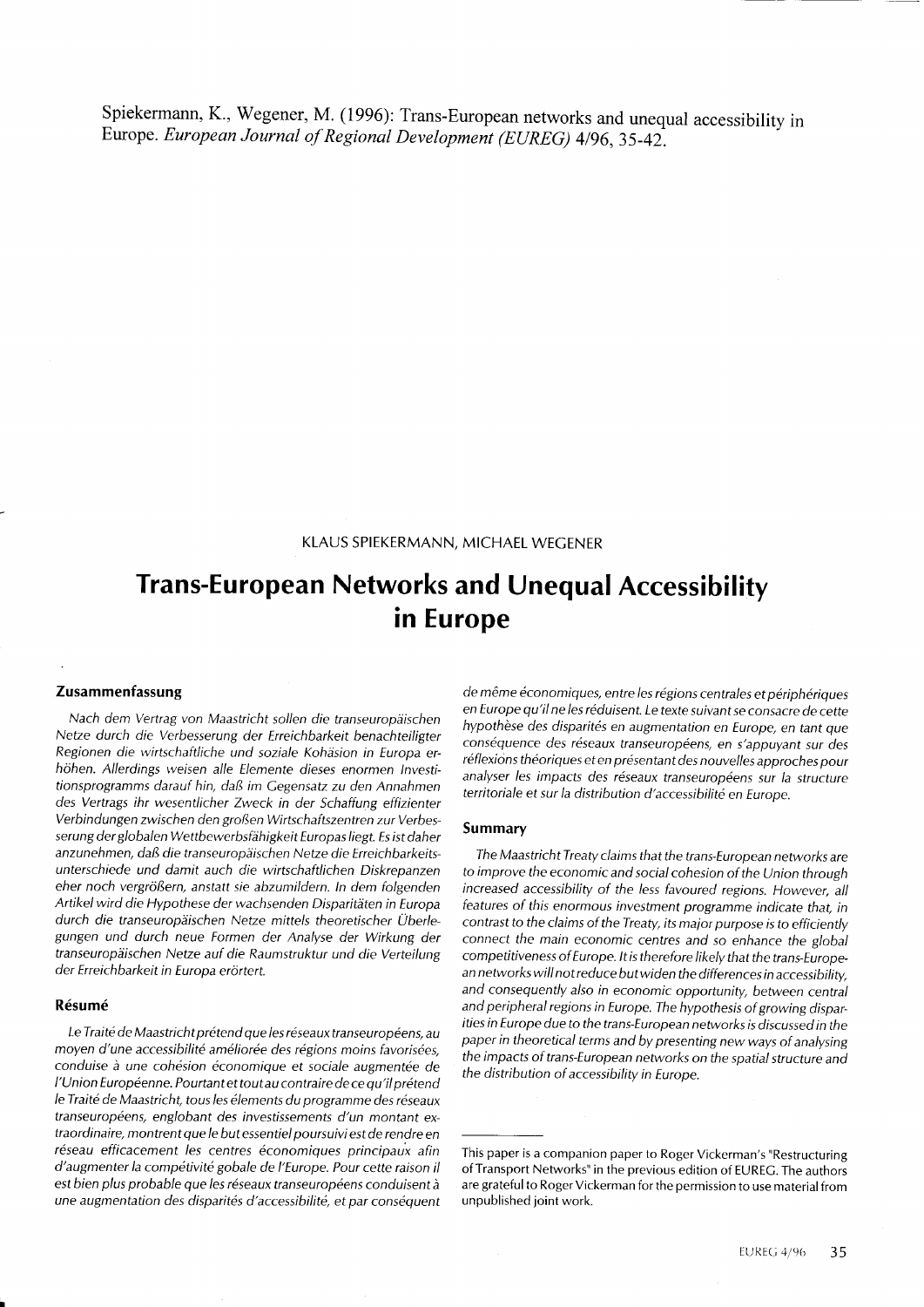Spiekermann, K., Wegener, M. (1996): Trans-European networks and unequal accessibility in Europe. *European Journal of Regional Development (EUREG)* 4/96, 35-42.

KLAUS SPIEKERMANN, MICHAEL WEGENER

# Trans-European Networks and Unequal Accessibility in Europe

## Zusammenfassung

*Nach dem Vertrag von Maastricht sollen die transeuropäischen Netze durch die Verbesserung der Erreichbarkeit benachteiligter Regionen die wirtschaftliche und soziale Kohäsion in Europa erhöhen. Allerdings weisen alle Elemente dieses enormen Investitionsprogramms darauf hin, daß im Gegensatz zu den Annahmen des Vertrags ihr wesentlicher Zweck in der Schaffung effizienter Verbindungen zwischen den großen Wirtschaftszentren zur Verbesserung der globalen Wettbewerbsfähigkeit Europas liegt. Es ist daher anzunehmen, daß die transeuropäischen Netze die Erreichbarkeitsunterschiede und damit auch die wirtschaftlichen Diskrepanzen eher noch vergrößern, anstatt sie abzumildern. In dem folgenden Artikel wird die Hypothese der wachsenden Disparitäten in Europa durch die transeuropäischen Netze mittels theoretischer Überlegungen und durch neue Formen der Analyse der Wirkung der transeuropäischen Netze auf die Raumstruktur und die Verteilung der Erreichbarkeit in Europa erörtert.*

## Résumé

*Le Traité de Maastricht prétend que les réseaux transeuropéens, au moyen d'une accessibilité améliorée des régions moins favorisées, conduise à une cohésion économique et sociale augmentée de l'Union Européenne. Pourtant et tout au contraire de ce qu'il prétend le Traité de Maastricht, tous les élements du programme des réseaux transeuropéens, englobant des investissements d'un montant extraordinaire, montrent que le but essentiel poursuivi est de rendre en réseau efficacement les centres économiques principaux afin d'augmenter la compétivité gobale de l'Europe. Pour cette raison il est bien plus probable que les réseaux transeuropéens conduisent à une augmentation des disparités d'accessibilité, et par conséquent de même économiques, entre les régions centrales et périphériques en Europe qu'il ne les réduisent. Le texte suivant se consacre de cette hypothèse des disparités en augmentation en Europe, en tant que conséquence des réseaux transeuropéens, en s'appuyant sur des réflexions théoriques et en présentant des nouvelles approches pour analyser les impacts des réseaux transeuropéens sur la structure territoriale et sur la distribution d'accessibilité en Europe.*

## Summary

*The Maastricht Treaty claims that the trans-European networks are to improve the economic and social cohesion of the Union through increased accessibility of the less favoured regions. However, all features of this enormous investment programme indicate that, in contrast to the claims of the Treaty, its major purpose is to efficiently connect the main economic centres and so enhance the global competitiveness of Europe. It is therefore likely that the trans-European networks will not reduce but widen the differences in accessibility, and consequently also in economic opportunity, between central and peripheral regions in Europe. The hypothesis of growing disparities in Europe due to the trans-European networks is discussed in the paper in theoretical terms and by presenting new ways of analysing the impacts of trans-European networks on the spatial structure and the distribution of accessibility in Europe.*

---

This paper is a companion paper to Roger Vickerman's "Restructuring of Transport Networks" in the previous edition of EUREG. The authors are grateful to Roger Vickerman for the permission to use material from unpublished joint work.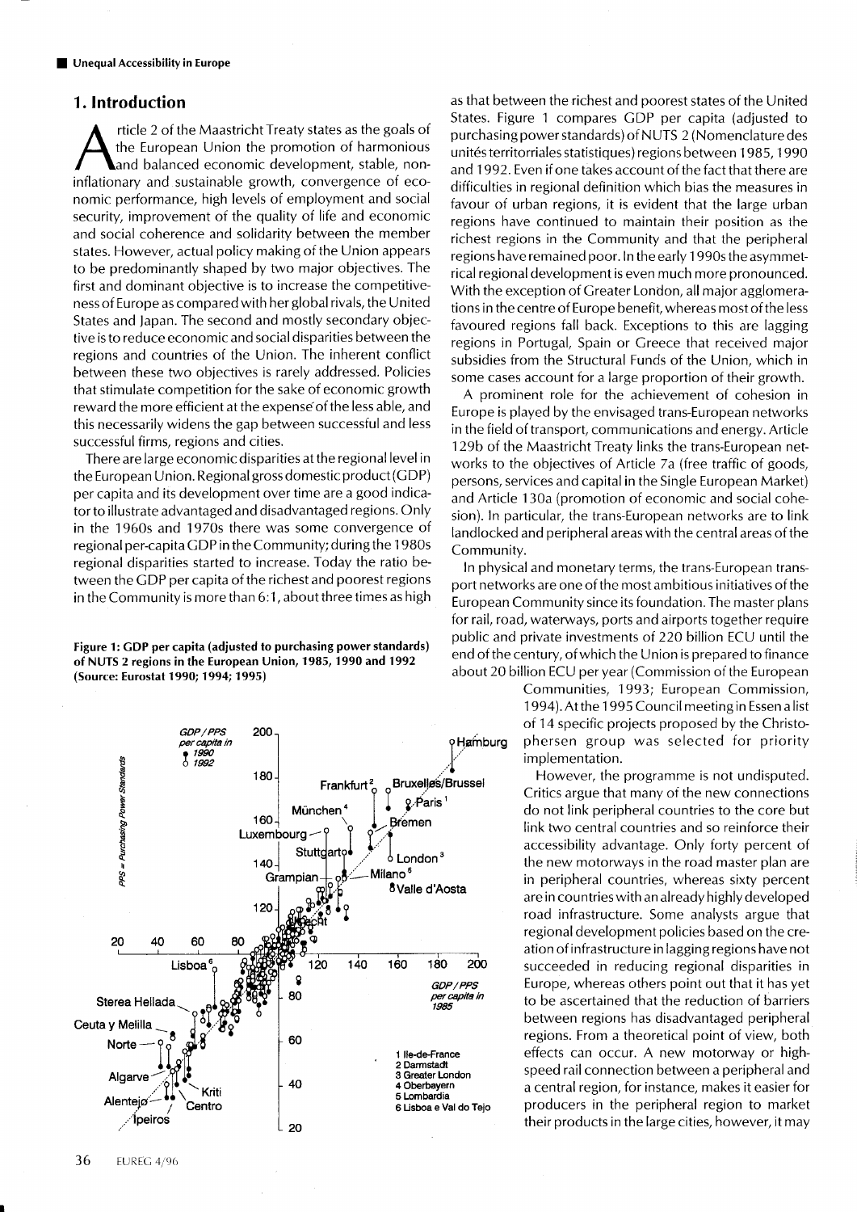## 1. Introduction

Article 2 of the Maastricht Treaty states as the goals of the European Union the promotion of harmonious and balanced economic development, stable, non-inflationary and sustainable growth, convergence of economic performance, high levels of employment and social security, improvement of the quality of life and economic and social coherence and solidarity between the member states. However, actual policy making of the Union appears to be predominantly shaped by two major objectives. The first and dominant objective is to increase the competitiveness of Europe as compared with her global rivals, the United States and Japan. The second and mostly secondary objective is to reduce economic and social disparities between the regions and countries of the Union. The inherent conflict between these two objectives is rarely addressed. Policies that stimulate competition for the sake of economic growth reward the more efficient at the expense of the less able, and this necessarily widens the gap between successful and less successful firms, regions and cities.

There are large economic disparities at the regional level in the European Union. Regional gross domestic product (GDP) per capita and its development over time are a good indicator to illustrate advantaged and disadvantaged regions. Only in the 1960s and 1970s there was some convergence of regional per-capita GDP in the Community; during the 1980s regional disparities started to increase. Today the ratio between the GDP per capita of the richest and poorest regions in the Community is more than 6:1, about three times as high as that between the richest and poorest states of the United States. Figure 1 compares GDP per capita (adjusted to purchasing power standards) of NUTS 2 (Nomenclature des unités territorriales statistiques) regions between 1985, 1990 and 1992. Even if one takes account of the fact that there are difficulties in regional definition which bias the measures in favour of urban regions, it is evident that the large urban regions have continued to maintain their position as the richest regions in the Community and that the peripheral regions have remained poor. In the early 1990s the asymmetrical regional development is even much more pronounced. With the exception of Greater London, all major agglomerations in the centre of Europe benefit, whereas most of the less favoured regions fall back. Exceptions to this are lagging regions in Portugal, Spain or Greece that received major subsidies from the Structural Funds of the Union, which in some cases account for a large proportion of their growth.

**Figure 1: GDP per capita (adjusted to purchasing power standards) of NUTS 2 regions in the European Union, 1985, 1990 and 1992 (Source: Eurostat 1990; 1994; 1995)**

A prominent role for the achievement of cohesion in Europe is played by the envisaged trans-European networks in the field of transport, communications and energy. Article 129b of the Maastricht Treaty links the trans-European networks to the objectives of Article 7a (free traffic of goods, persons, services and capital in the Single European Market) and Article 130a (promotion of economic and social cohesion). In particular, the trans-European networks are to link landlocked and peripheral areas with the central areas of the Community.

In physical and monetary terms, the trans-European transport networks are one of the most ambitious initiatives of the European Community since its foundation. The master plans for rail, road, waterways, ports and airports together require public and private investments of 220 billion ECU until the end of the century, of which the Union is prepared to finance about 20 billion ECU per year (Commission of the European Communities, 1993; European Commission, 1994). At the 1995 Council meeting in Essen a list of 14 specific projects proposed by the Christophersen group was selected for priority implementation.

However, the programme is not undisputed. Critics argue that many of the new connections do not link peripheral countries to the core but link two central countries and so reinforce their accessibility advantage. Only forty percent of the new motorways in the road master plan are in peripheral countries, whereas sixty percent are in countries with an already highly developed road infrastructure. Some analysts argue that regional development policies based on the creation of infrastructure in lagging regions have not succeeded in reducing regional disparities in Europe, whereas others point out that it has yet to be ascertained that the reduction of barriers between regions has disadvantaged peripheral regions. From a theoretical point of view, both effects can occur. A new motorway or high-speed rail connection between a peripheral and a central region, for instance, makes it easier for producers in the peripheral region to market their products in the large cities, however, it may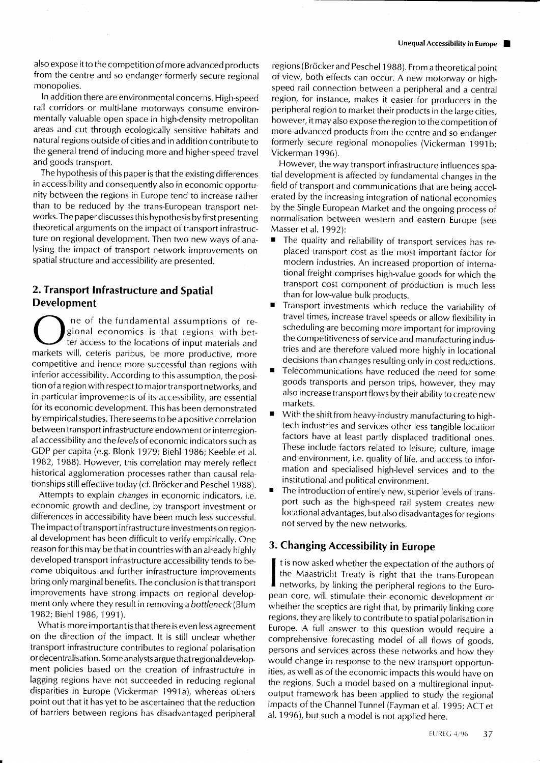also expose it to the competition of more advanced products from the centre and so endanger formerly secure regional monopolies.

In addition there are environmental concerns. High-speed rail corridors or multi-lane motorways consume environmentally valuable open space in high-density metropolitan areas and cut through ecologically sensitive habitats and natural regions outside of cities and in addition contribute to the general trend of inducing more and higher-speed travel and goods transport.

The hypothesis of this paper is that the existing differences in accessibility and consequently also in economic opportunity between the regions in Europe tend to increase rather than to be reduced by the trans-European transport networks. The paper discusses this hypothesis by first presenting theoretical arguments on the impact of transport infrastructure on regional development. Then two new ways of analysing the impact of transport network improvements on spatial structure and accessibility are presented.

## 2. Transport Infrastructure and Spatial Development

One of the fundamental assumptions of regional economics is that regions with better access to the locations of input materials and markets will, ceteris paribus, be more productive, more competitive and hence more successful than regions with inferior accessibility. According to this assumption, the position of a region with respect to major transport networks, and in particular improvements of its accessibility, are essential for its economic development. This has been demonstrated by empirical studies. There seems to be a positive correlation between transport infrastructure endowment or interregional accessibility and the *levels* of economic indicators such as GDP per capita (e.g. Blonk 1979; Biehl 1986; Keeble et al. 1982, 1988). However, this correlation may merely reflect historical agglomeration processes rather than causal relationships still effective today (cf. Bröcker and Peschel 1988).

Attempts to explain *changes* in economic indicators, i.e. economic growth and decline, by transport investment or differences in accessibility have been much less successful. The impact of transport infrastructure investments on regional development has been difficult to verify empirically. One reason for this may be that in countries with an already highly developed transport infrastructure accessibility tends to become ubiquitous and further infrastructure improvements bring only marginal benefits. The conclusion is that transport improvements have strong impacts on regional development only where they result in removing a *bottleneck* (Blum 1982; Biehl 1986, 1991).

What is more important is that there is even less agreement on the direction of the impact. It is still unclear whether transport infrastructure contributes to regional polarisation or decentralisation. Some analysts argue that regional development policies based on the creation of infrastructure in lagging regions have not succeeded in reducing regional disparities in Europe (Vickerman 1991a), whereas others point out that it has yet to be ascertained that the reduction of barriers between regions has disadvantaged peripheral regions (Bröcker and Peschel 1988). From a theoretical point of view, both effects can occur. A new motorway or high-speed rail connection between a peripheral and a central region, for instance, makes it easier for producers in the peripheral region to market their products in the large cities, however, it may also expose the region to the competition of more advanced products from the centre and so endanger formerly secure regional monopolies (Vickerman 1991b; Vickerman 1996).

However, the way transport infrastructure influences spatial development is affected by fundamental changes in the field of transport and communications that are being accelerated by the increasing integration of national economies by the Single European Market and the ongoing process of normalisation between western and eastern Europe (see Masser et al. 1992):

- The quality and reliability of transport services has replaced transport cost as the most important factor for modern industries. An increased proportion of international freight comprises high-value goods for which the transport cost component of production is much less than for low-value bulk products.
- Transport investments which reduce the variability of travel times, increase travel speeds or allow flexibility in scheduling are becoming more important for improving the competitiveness of service and manufacturing industries and are therefore valued more highly in locational decisions than changes resulting only in cost reductions.
- Telecommunications have reduced the need for some goods transports and person trips, however, they may also increase transport flows by their ability to create new markets.
- With the shift from heavy-industry manufacturing to high-tech industries and services other less tangible location factors have at least partly displaced traditional ones. These include factors related to leisure, culture, image and environment, i.e. quality of life, and access to information and specialised high-level services and to the institutional and political environment.
- The introduction of entirely new, superior levels of transport such as the high-speed rail system creates new locational advantages, but also disadvantages for regions not served by the new networks.

## 3. Changing Accessibility in Europe

It is now asked whether the expectation of the authors of the Maastricht Treaty is right that the trans-European networks, by linking the peripheral regions to the European core, will stimulate their economic development or whether the sceptics are right that, by primarily linking core regions, they are likely to contribute to spatial polarisation in Europe. A full answer to this question would require a comprehensive forecasting model of all flows of goods, persons and services across these networks and how they would change in response to the new transport opportunities, as well as of the economic impacts this would have on the regions. Such a model based on a multiregional input-output framework has been applied to study the regional impacts of the Channel Tunnel (Fayman et al. 1995; ACT et al. 1996), but such a model is not applied here.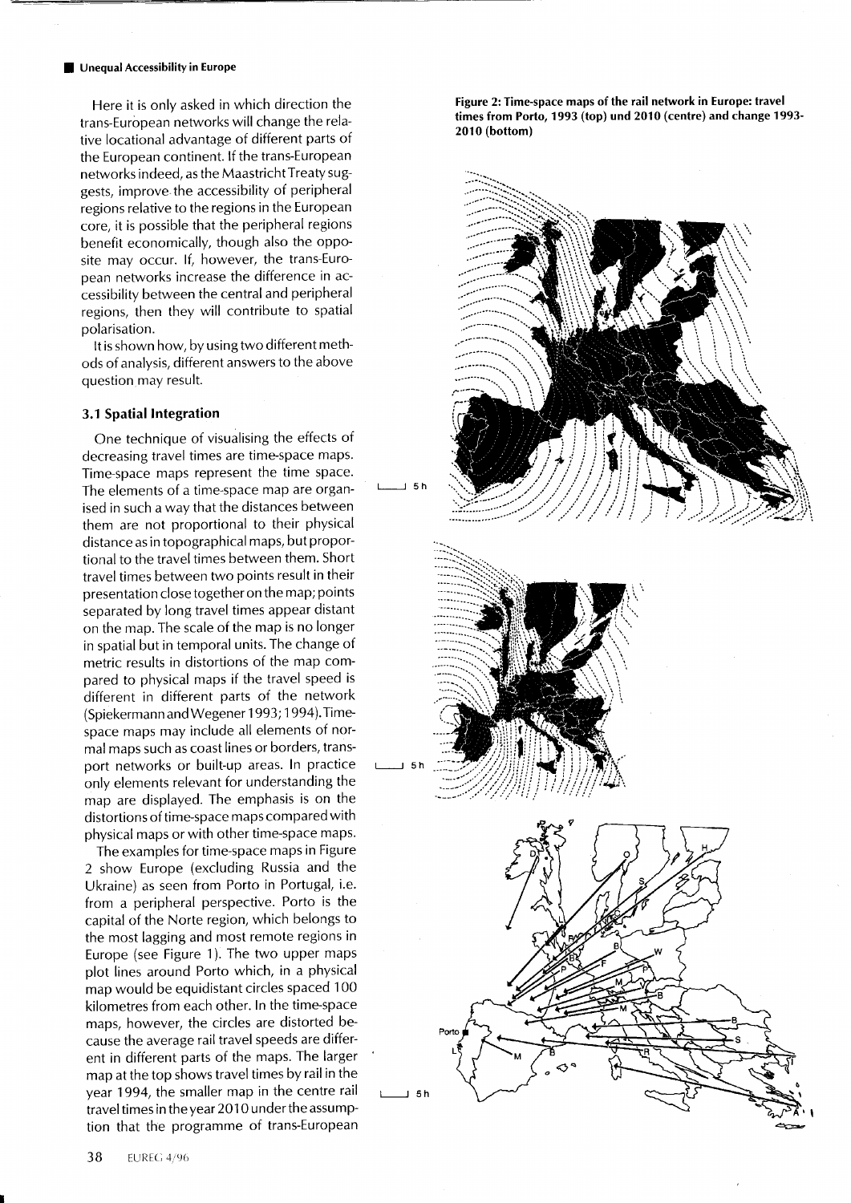Here it is only asked in which direction the trans-European networks will change the relative locational advantage of different parts of the European continent. If the trans-European networks indeed, as the Maastricht Treaty suggests, improve the accessibility of peripheral regions relative to the regions in the European core, it is possible that the peripheral regions benefit economically, though also the opposite may occur. If, however, the trans-European networks increase the difference in accessibility between the central and peripheral regions, then they will contribute to spatial polarisation.

It is shown how, by using two different methods of analysis, different answers to the above question may result.

### 3.1 Spatial Integration

One technique of visualising the effects of decreasing travel times are time-space maps. Time-space maps represent the time space. The elements of a time-space map are organised in such a way that the distances between them are not proportional to their physical distance as in topographical maps, but proportional to the travel times between them. Short travel times between two points result in their presentation close together on the map; points separated by long travel times appear distant on the map. The scale of the map is no longer in spatial but in temporal units. The change of metric results in distortions of the map compared to physical maps if the travel speed is different in different parts of the network (Spiekermann and Wegener 1993; 1994). Time-space maps may include all elements of normal maps such as coast lines or borders, transport networks or built-up areas. In practice only elements relevant for understanding the map are displayed. The emphasis is on the distortions of time-space maps compared with physical maps or with other time-space maps.

The examples for time-space maps in Figure 2 show Europe (excluding Russia and the Ukraine) as seen from Porto in Portugal, i.e. from a peripheral perspective. Porto is the capital of the Norte region, which belongs to the most lagging and most remote regions in Europe (see Figure 1). The two upper maps plot lines around Porto which, in a physical map would be equidistant circles spaced 100 kilometres from each other. In the time-space maps, however, the circles are distorted because the average rail travel speeds are different in different parts of the maps. The larger map at the top shows travel times by rail in the year 1994, the smaller map in the centre rail travel times in the year 2010 under the assumption that the programme of trans-European

**Figure 2: Time-space maps of the rail network in Europe: travel times from Porto, 1993 (top) und 2010 (centre) and change 1993-2010 (bottom)**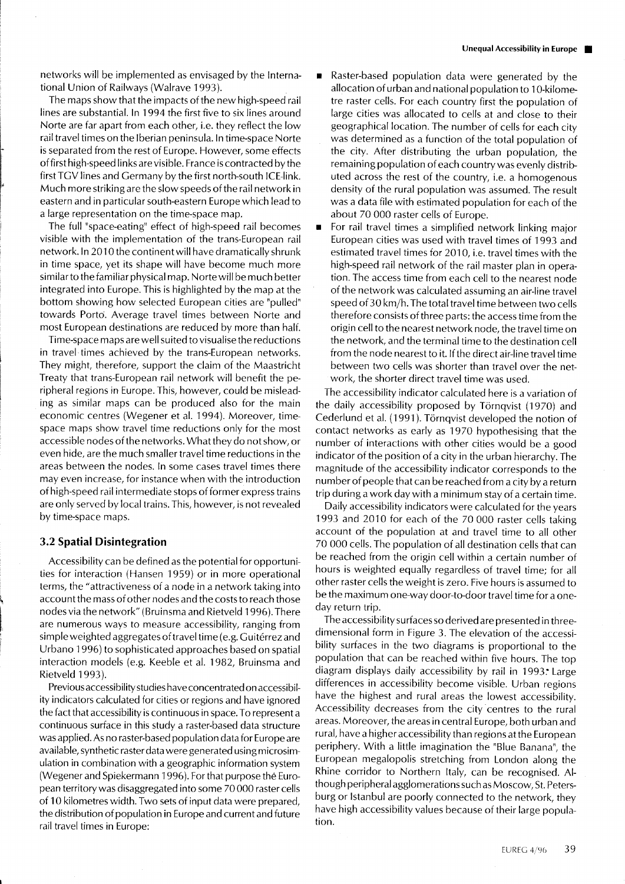networks will be implemented as envisaged by the International Union of Railways (Walrave 1993).

The maps show that the impacts of the new high-speed rail lines are substantial. In 1994 the first five to six lines around Norte are far apart from each other, i.e. they reflect the low rail travel times on the Iberian peninsula. In time-space Norte is separated from the rest of Europe. However, some effects of first high-speed links are visible. France is contracted by the first TGV lines and Germany by the first north-south ICE-link. Much more striking are the slow speeds of the rail network in eastern and in particular south-eastern Europe which lead to a large representation on the time-space map.

The full "space-eating" effect of high-speed rail becomes visible with the implementation of the trans-European rail network. In 2010 the continent will have dramatically shrunk in time space, yet its shape will have become much more similar to the familiar physical map. Norte will be much better integrated into Europe. This is highlighted by the map at the bottom showing how selected European cities are "pulled" towards Porto. Average travel times between Norte and most European destinations are reduced by more than half.

Time-space maps are well suited to visualise the reductions in travel times achieved by the trans-European networks. They might, therefore, support the claim of the Maastricht Treaty that trans-European rail network will benefit the peripheral regions in Europe. This, however, could be misleading as similar maps can be produced also for the main economic centres (Wegener et al. 1994). Moreover, time-space maps show travel time reductions only for the most accessible nodes of the networks. What they do not show, or even hide, are the much smaller travel time reductions in the areas between the nodes. In some cases travel times there may even increase, for instance when with the introduction of high-speed rail intermediate stops of former express trains are only served by local trains. This, however, is not revealed by time-space maps.

## 3.2 Spatial Disintegration

Accessibility can be defined as the potential for opportunities for interaction (Hansen 1959) or in more operational terms, the "attractiveness of a node in a network taking into account the mass of other nodes and the costs to reach those nodes via the network" (Bruinsma and Rietveld 1996). There are numerous ways to measure accessibility, ranging from simple weighted aggregates of travel time (e.g. Guitérrez and Urbano 1996) to sophisticated approaches based on spatial interaction models (e.g. Keeble et al. 1982, Bruinsma and Rietveld 1993).

Previous accessibility studies have concentrated on accessibility indicators calculated for cities or regions and have ignored the fact that accessibility is continuous in space. To represent a continuous surface in this study a raster-based data structure was applied. As no raster-based population data for Europe are available, synthetic raster data were generated using microsimulation in combination with a geographic information system (Wegener and Spiekermann 1996). For that purpose the European territory was disaggregated into some 70 000 raster cells of 10 kilometres width. Two sets of input data were prepared, the distribution of population in Europe and current and future rail travel times in Europe:

- Raster-based population data were generated by the allocation of urban and national population to 10-kilometre raster cells. For each country first the population of large cities was allocated to cells at and close to their geographical location. The number of cells for each city was determined as a function of the total population of the city. After distributing the urban population, the remaining population of each country was evenly distributed across the rest of the country, i.e. a homogenous density of the rural population was assumed. The result was a data file with estimated population for each of the about 70 000 raster cells of Europe.
- For rail travel times a simplified network linking major European cities was used with travel times of 1993 and estimated travel times for 2010, i.e. travel times with the high-speed rail network of the rail master plan in operation. The access time from each cell to the nearest node of the network was calculated assuming an air-line travel speed of 30 km/h. The total travel time between two cells therefore consists of three parts: the access time from the origin cell to the nearest network node, the travel time on the network, and the terminal time to the destination cell from the node nearest to it. If the direct air-line travel time between two cells was shorter than travel over the network, the shorter direct travel time was used.

The accessibility indicator calculated here is a variation of the daily accessibility proposed by Törnqvist (1970) and Cederlund et al. (1991). Törnqvist developed the notion of contact networks as early as 1970 hypothesising that the number of interactions with other cities would be a good indicator of the position of a city in the urban hierarchy. The magnitude of the accessibility indicator corresponds to the number of people that can be reached from a city by a return trip during a work day with a minimum stay of a certain time.

Daily accessibility indicators were calculated for the years 1993 and 2010 for each of the 70 000 raster cells taking account of the population at and travel time to all other 70 000 cells. The population of all destination cells that can be reached from the origin cell within a certain number of hours is weighted equally regardless of travel time; for all other raster cells the weight is zero. Five hours is assumed to be the maximum one-way door-to-door travel time for a one-day return trip.

The accessibility surfaces so derived are presented in three-dimensional form in Figure 3. The elevation of the accessibility surfaces in the two diagrams is proportional to the population that can be reached within five hours. The top diagram displays daily accessibility by rail in 1993. Large differences in accessibility become visible. Urban regions have the highest and rural areas the lowest accessibility. Accessibility decreases from the city centres to the rural areas. Moreover, the areas in central Europe, both urban and rural, have a higher accessibility than regions at the European periphery. With a little imagination the "Blue Banana", the European megalopolis stretching from London along the Rhine corridor to Northern Italy, can be recognised. Although peripheral agglomerations such as Moscow, St. Petersburg or Istanbul are poorly connected to the network, they have high accessibility values because of their large population.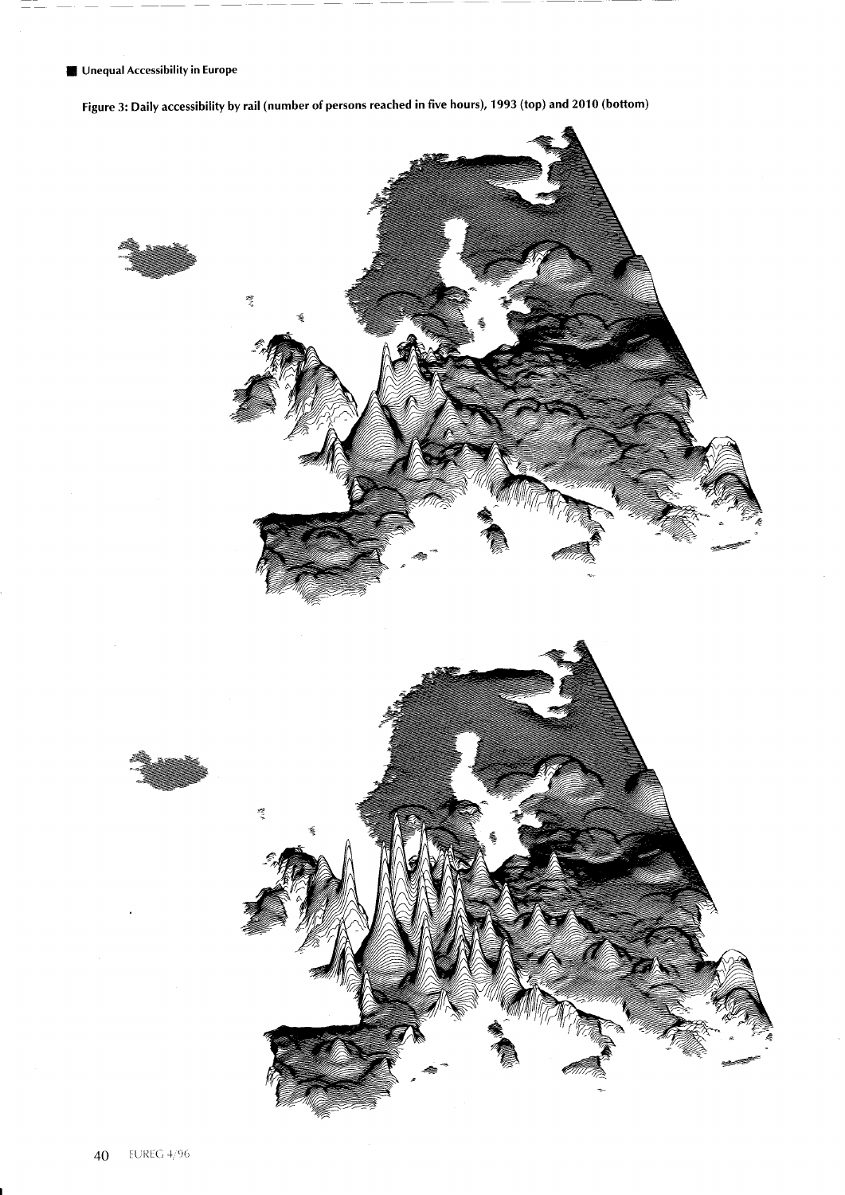Figure 3: Daily accessibility by rail (number of persons reached in five hours), 1993 (top) and 2010 (bottom)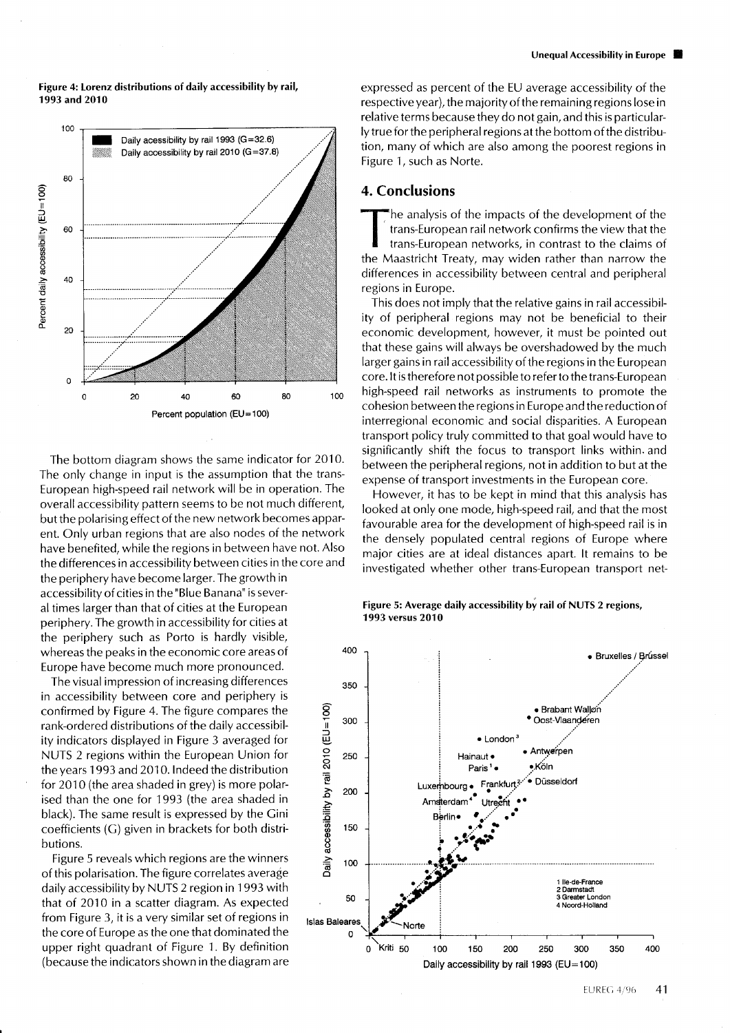**Figure 4: Lorenz distributions of daily accessibility by rail, 1993 and 2010**

The bottom diagram shows the same indicator for 2010. The only change in input is the assumption that the trans-European high-speed rail network will be in operation. The overall accessibility pattern seems to be not much different, but the polarising effect of the new network becomes apparent. Only urban regions that are also nodes of the network have benefited, while the regions in between have not. Also the differences in accessibility between cities in the core and the periphery have become larger. The growth in accessibility of cities in the "Blue Banana" is several times larger than that of cities at the European periphery. The growth in accessibility for cities at the periphery such as Porto is hardly visible, whereas the peaks in the economic core areas of Europe have become much more pronounced.

The visual impression of increasing differences in accessibility between core and periphery is confirmed by Figure 4. The figure compares the rank-ordered distributions of the daily accessibility indicators displayed in Figure 3 averaged for NUTS 2 regions within the European Union for the years 1993 and 2010. Indeed the distribution for 2010 (the area shaded in grey) is more polarised than the one for 1993 (the area shaded in black). The same result is expressed by the Gini coefficients (G) given in brackets for both distributions.

Figure 5 reveals which regions are the winners of this polarisation. The figure correlates average daily accessibility by NUTS 2 region in 1993 with that of 2010 in a scatter diagram. As expected from Figure 3, it is a very similar set of regions in the core of Europe as the one that dominated the upper right quadrant of Figure 1. By definition (because the indicators shown in the diagram are expressed as percent of the EU average accessibility of the respective year), the majority of the remaining regions lose in relative terms because they do not gain, and this is particularly true for the peripheral regions at the bottom of the distribution, many of which are also among the poorest regions in Figure 1, such as Norte.

## 4. Conclusions

The analysis of the impacts of the development of the trans-European rail network confirms the view that the trans-European networks, in contrast to the claims of the Maastricht Treaty, may widen rather than narrow the differences in accessibility between central and peripheral regions in Europe.

This does not imply that the relative gains in rail accessibility of peripheral regions may not be beneficial to their economic development, however, it must be pointed out that these gains will always be overshadowed by the much larger gains in rail accessibility of the regions in the European core. It is therefore not possible to refer to the trans-European high-speed rail networks as instruments to promote the cohesion between the regions in Europe and the reduction of interregional economic and social disparities. A European transport policy truly committed to that goal would have to significantly shift the focus to transport links within and between the peripheral regions, not in addition to but at the expense of transport investments in the European core.

However, it has to be kept in mind that this analysis has looked at only one mode, high-speed rail, and that the most favourable area for the development of high-speed rail is in the densely populated central regions of Europe where major cities are at ideal distances apart. It remains to be investigated whether other trans-European transport net-

**Figure 5: Average daily accessibility by rail of NUTS 2 regions, 1993 versus 2010**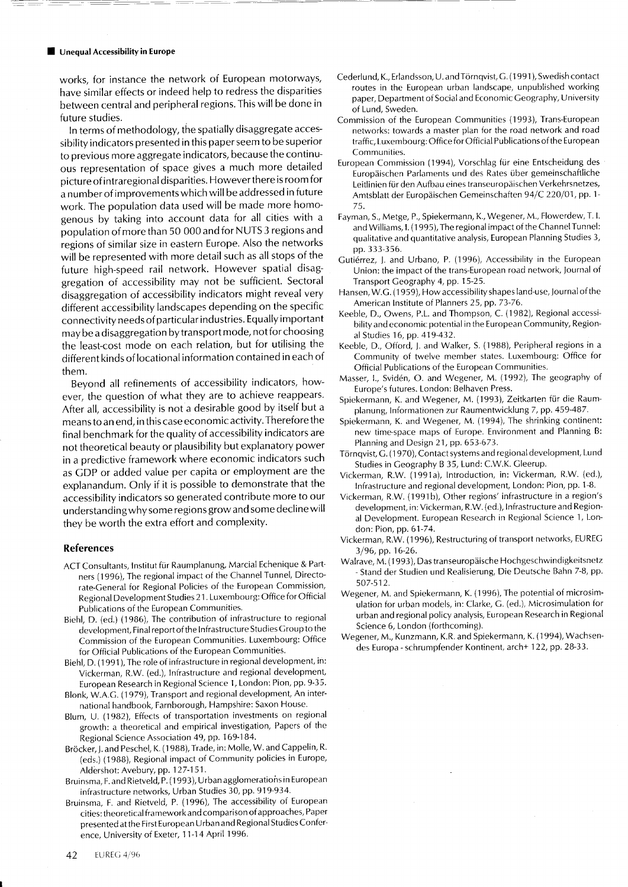works, for instance the network of European motorways, have similar effects or indeed help to redress the disparities between central and peripheral regions. This will be done in future studies.

In terms of methodology, the spatially disaggregate accessibility indicators presented in this paper seem to be superior to previous more aggregate indicators, because the continuous representation of space gives a much more detailed picture of intraregional disparities. However there is room for a number of improvements which will be addressed in future work. The population data used will be made more homogenous by taking into account data for all cities with a population of more than 50 000 and for NUTS 3 regions and regions of similar size in eastern Europe. Also the networks will be represented with more detail such as all stops of the future high-speed rail network. However spatial disaggregation of accessibility may not be sufficient. Sectoral disaggregation of accessibility indicators might reveal very different accessibility landscapes depending on the specific connectivity needs of particular industries. Equally important may be a disaggregation by transport mode, not for choosing the least-cost mode on each relation, but for utilising the different kinds of locational information contained in each of them.

Beyond all refinements of accessibility indicators, however, the question of what they are to achieve reappears. After all, accessibility is not a desirable good by itself but a means to an end, in this case economic activity. Therefore the final benchmark for the quality of accessibility indicators are not theoretical beauty or plausibility but explanatory power in a predictive framework where economic indicators such as GDP or added value per capita or employment are the explanandum. Only if it is possible to demonstrate that the accessibility indicators so generated contribute more to our understanding why some regions grow and some decline will they be worth the extra effort and complexity.

## References

ACT Consultants, Institut für Raumplanung, Marcial Echenique & Partners (1996), The regional impact of the Channel Tunnel, Directorate-General for Regional Policies of the European Commission, Regional Development Studies 21. Luxembourg: Office for Official Publications of the European Communities.

Biehl, D. (ed.) (1986), The contribution of infrastructure to regional development, Final report of the Infrastructure Studies Group to the Commission of the European Communities. Luxembourg: Office for Official Publications of the European Communities.

Biehl, D. (1991), The role of infrastructure in regional development, in: Vickerman, R.W. (ed.), Infrastructure and regional development, European Research in Regional Science 1, London: Pion, pp. 9-35.

Blonk, W.A.G. (1979), Transport and regional development, An international handbook, Farnborough, Hampshire: Saxon House.

Blum, U. (1982), Effects of transportation investments on regional growth: a theoretical and empirical investigation, Papers of the Regional Science Association 49, pp. 169-184.

Bröcker, J. and Peschel, K. (1988), Trade, in: Molle, W. and Cappelin, R. (eds.) (1988), Regional impact of Community policies in Europe, Aldershot: Avebury, pp. 127-151.

Bruinsma, F. and Rietveld, P. (1993), Urban agglomerations in European infrastructure networks, Urban Studies 30, pp. 919-934.

Bruinsma, F. and Rietveld, P. (1996), The accessibility of European cities: theoretical framework and comparison of approaches, Paper presented at the First European Urban and Regional Studies Conference, University of Exeter, 11-14 April 1996.

Cederlund, K., Erlandsson, U. and Törnqvist, G. (1991), Swedish contact routes in the European urban landscape, unpublished working paper, Department of Social and Economic Geography, University of Lund, Sweden.

Commission of the European Communities (1993), Trans-European networks: towards a master plan for the road network and road traffic, Luxembourg: Office for Official Publications of the European Communities.

European Commission (1994), Vorschlag für eine Entscheidung des Europäischen Parlaments und des Rates über gemeinschaftliche Leitlinien für den Aufbau eines transeuropäischen Verkehrsnetzes, Amtsblatt der Europäischen Gemeinschaften 94/C 220/01, pp. 1-75.

Fayman, S., Metge, P., Spiekermann, K., Wegener, M., Flowerdew, T. I. and Williams, I. (1995), The regional impact of the Channel Tunnel: qualitative and quantitative analysis, European Planning Studies 3, pp. 333-356.

Gutiérrez, J. and Urbano, P. (1996), Accessibility in the European Union: the impact of the trans-European road network, Journal of Transport Geography 4, pp. 15-25.

Hansen, W.G. (1959), How accessibility shapes land-use, Journal of the American Institute of Planners 25, pp. 73-76.

Keeble, D., Owens, P.L. and Thompson, C. (1982), Regional accessibility and economic potential in the European Community, Regional Studies 16, pp. 419-432.

Keeble, D., Offord, J. and Walker, S. (1988), Peripheral regions in a Community of twelve member states. Luxembourg: Office for Official Publications of the European Communities.

Masser, I., Svidén, O. and Wegener, M. (1992), The geography of Europe's futures. London: Belhaven Press.

Spiekermann, K. and Wegener, M. (1993), Zeitkarten für die Raumplanung, Informationen zur Raumentwicklung 7, pp. 459-487.

Spiekermann, K. and Wegener, M. (1994), The shrinking continent: new time-space maps of Europe. Environment and Planning B: Planning and Design 21, pp. 653-673.

Törnqvist, G. (1970), Contact systems and regional development, Lund Studies in Geography B 35, Lund: C.W.K. Gleerup.

Vickerman, R.W. (1991a), Introduction, in: Vickerman, R.W. (ed.), Infrastructure and regional development, London: Pion, pp. 1-8.

Vickerman, R.W. (1991b), Other regions' infrastructure in a region's development, in: Vickerman, R.W. (ed.), Infrastructure and Regional Development. European Research in Regional Science 1, London: Pion, pp. 61-74.

Vickerman, R.W. (1996), Restructuring of transport networks, EUREG 3/96, pp. 16-26.

Walrave, M. (1993), Das transeuropäische Hochgeschwindigkeitsnetz - Stand der Studien und Realisierung, Die Deutsche Bahn 7-8, pp. 507-512.

Wegener, M. and Spiekermann, K. (1996), The potential of microsimulation for urban models, in: Clarke, G. (ed.), Microsimulation for urban and regional policy analysis, European Research in Regional Science 6, London (forthcoming).

Wegener, M., Kunzmann, K.R. and Spiekermann, K. (1994), Wachsendes Europa - schrumpfender Kontinent, arch+ 122, pp. 28-33.